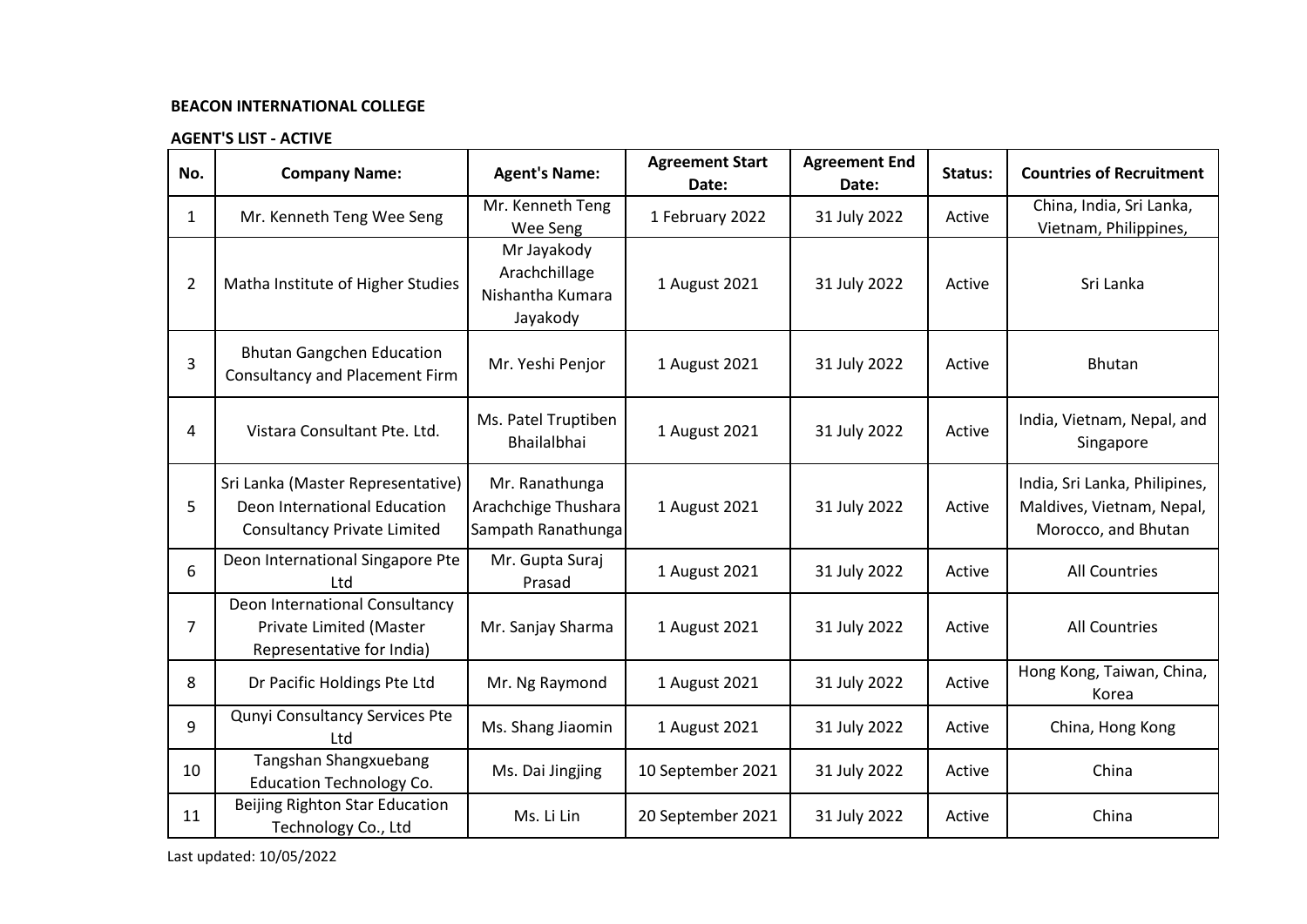**BEACON INTERNATIONAL COLLEGE**

**AGENT'S LIST - ACTIVE**

| No. | Company Name: | Agent's Name: | Agreement Start Date: | Agreement End Date: | Status: | Countries of Recruitment |
|---|---|---|---|---|---|---|
| 1 | Mr. Kenneth Teng Wee Seng | Mr. Kenneth Teng Wee Seng | 1 February 2022 | 31 July 2022 | Active | China, India, Sri Lanka, Vietnam, Philippines, |
| 2 | Matha Institute of Higher Studies | Mr Jayakody Arachchillage Nishantha Kumara Jayakody | 1 August 2021 | 31 July 2022 | Active | Sri Lanka |
| 3 | Bhutan Gangchen Education Consultancy and Placement Firm | Mr. Yeshi Penjor | 1 August 2021 | 31 July 2022 | Active | Bhutan |
| 4 | Vistara Consultant Pte. Ltd. | Ms. Patel Truptiben Bhailalbhai | 1 August 2021 | 31 July 2022 | Active | India, Vietnam, Nepal, and Singapore |
| 5 | Sri Lanka (Master Representative) Deon International Education Consultancy Private Limited | Mr. Ranathunga Arachchige Thushara Sampath Ranathunga | 1 August 2021 | 31 July 2022 | Active | India, Sri Lanka, Philipines, Maldives, Vietnam, Nepal, Morocco, and Bhutan |
| 6 | Deon International Singapore Pte Ltd | Mr. Gupta Suraj Prasad | 1 August 2021 | 31 July 2022 | Active | All Countries |
| 7 | Deon International Consultancy Private Limited (Master Representative for India) | Mr. Sanjay Sharma | 1 August 2021 | 31 July 2022 | Active | All Countries |
| 8 | Dr Pacific Holdings Pte Ltd | Mr. Ng Raymond | 1 August 2021 | 31 July 2022 | Active | Hong Kong, Taiwan, China, Korea |
| 9 | Qunyi Consultancy Services Pte Ltd | Ms. Shang Jiaomin | 1 August 2021 | 31 July 2022 | Active | China, Hong Kong |
| 10 | Tangshan Shangxuebang Education Technology Co. | Ms. Dai Jingjing | 10 September 2021 | 31 July 2022 | Active | China |
| 11 | Beijing Righton Star Education Technology Co., Ltd | Ms. Li Lin | 20 September 2021 | 31 July 2022 | Active | China |

Last updated: 10/05/2022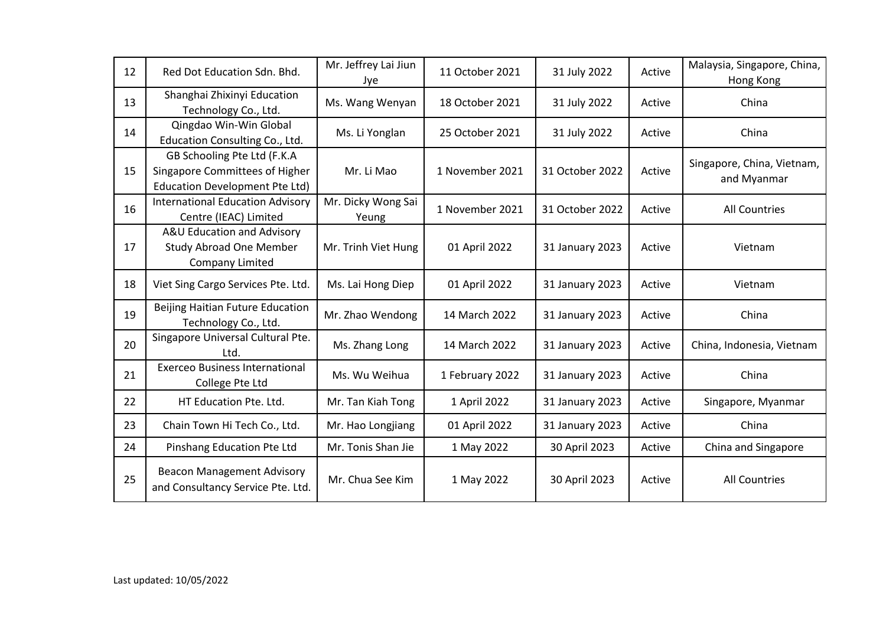| | | | | | | |
|---|---|---|---|---|---|---|
| 12 | Red Dot Education Sdn. Bhd. | Mr. Jeffrey Lai Jiun Jye | 11 October 2021 | 31 July 2022 | Active | Malaysia, Singapore, China, Hong Kong |
| 13 | Shanghai Zhixinyi Education Technology Co., Ltd. | Ms. Wang Wenyan | 18 October 2021 | 31 July 2022 | Active | China |
| 14 | Qingdao Win-Win Global Education Consulting Co., Ltd. | Ms. Li Yonglan | 25 October 2021 | 31 July 2022 | Active | China |
| 15 | GB Schooling Pte Ltd (F.K.A Singapore Committees of Higher Education Development Pte Ltd) | Mr. Li Mao | 1 November 2021 | 31 October 2022 | Active | Singapore, China, Vietnam, and Myanmar |
| 16 | International Education Advisory Centre (IEAC) Limited | Mr. Dicky Wong Sai Yeung | 1 November 2021 | 31 October 2022 | Active | All Countries |
| 17 | A&U Education and Advisory Study Abroad One Member Company Limited | Mr. Trinh Viet Hung | 01 April 2022 | 31 January 2023 | Active | Vietnam |
| 18 | Viet Sing Cargo Services Pte. Ltd. | Ms. Lai Hong Diep | 01 April 2022 | 31 January 2023 | Active | Vietnam |
| 19 | Beijing Haitian Future Education Technology Co., Ltd. | Mr. Zhao Wendong | 14 March 2022 | 31 January 2023 | Active | China |
| 20 | Singapore Universal Cultural Pte. Ltd. | Ms. Zhang Long | 14 March 2022 | 31 January 2023 | Active | China, Indonesia, Vietnam |
| 21 | Exerceo Business International College Pte Ltd | Ms. Wu Weihua | 1 February 2022 | 31 January 2023 | Active | China |
| 22 | HT Education Pte. Ltd. | Mr. Tan Kiah Tong | 1 April 2022 | 31 January 2023 | Active | Singapore, Myanmar |
| 23 | Chain Town Hi Tech Co., Ltd. | Mr. Hao Longjiang | 01 April 2022 | 31 January 2023 | Active | China |
| 24 | Pinshang Education Pte Ltd | Mr. Tonis Shan Jie | 1 May 2022 | 30 April 2023 | Active | China and Singapore |
| 25 | Beacon Management Advisory and Consultancy Service Pte. Ltd. | Mr. Chua See Kim | 1 May 2022 | 30 April 2023 | Active | All Countries |

Last updated: 10/05/2022